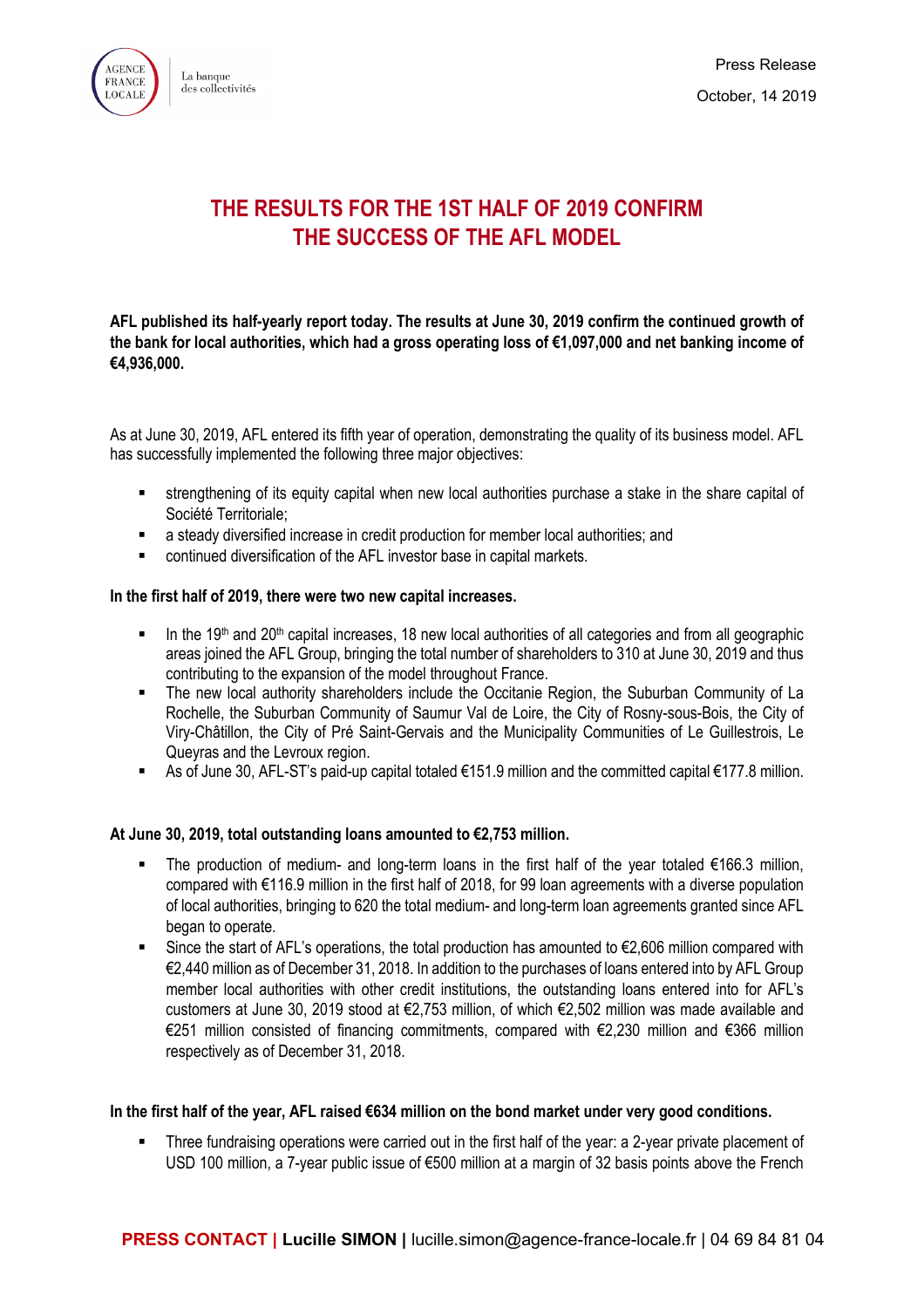Press Release

October, 14 2019

# THE RESULTS FOR THE 1ST HALF OF 2019 CONFIRM THE SUCCESS OF THE AFL MODEL

**AFL published its half-yearly report today. The results at June 30, 2019 confirm the continued growth of the bank for local authorities, which had a gross operating loss of €1,097,000 and net banking income of €4,936,000.**

As at June 30, 2019, AFL entered its fifth year of operation, demonstrating the quality of its business model. AFL has successfully implemented the following three major objectives:

- strengthening of its equity capital when new local authorities purchase a stake in the share capital of Société Territoriale;
- a steady diversified increase in credit production for member local authorities; and
- continued diversification of the AFL investor base in capital markets.

**In the first half of 2019, there were two new capital increases.**

- In the 19th and 20th capital increases, 18 new local authorities of all categories and from all geographic areas joined the AFL Group, bringing the total number of shareholders to 310 at June 30, 2019 and thus contributing to the expansion of the model throughout France.
- The new local authority shareholders include the Occitanie Region, the Suburban Community of La Rochelle, the Suburban Community of Saumur Val de Loire, the City of Rosny-sous-Bois, the City of Viry-Châtillon, the City of Pré Saint-Gervais and the Municipality Communities of Le Guillestrois, Le Queyras and the Levroux region.
- As of June 30, AFL-ST's paid-up capital totaled €151.9 million and the committed capital €177.8 million.

**At June 30, 2019, total outstanding loans amounted to €2,753 million.**

- The production of medium- and long-term loans in the first half of the year totaled €166.3 million, compared with €116.9 million in the first half of 2018, for 99 loan agreements with a diverse population of local authorities, bringing to 620 the total medium- and long-term loan agreements granted since AFL began to operate.
- Since the start of AFL's operations, the total production has amounted to €2,606 million compared with €2,440 million as of December 31, 2018. In addition to the purchases of loans entered into by AFL Group member local authorities with other credit institutions, the outstanding loans entered into for AFL's customers at June 30, 2019 stood at €2,753 million, of which €2,502 million was made available and €251 million consisted of financing commitments, compared with €2,230 million and €366 million respectively as of December 31, 2018.

**In the first half of the year, AFL raised €634 million on the bond market under very good conditions.**

- Three fundraising operations were carried out in the first half of the year: a 2-year private placement of USD 100 million, a 7-year public issue of €500 million at a margin of 32 basis points above the French

**PRESS CONTACT | Lucille SIMON |** lucille.simon@agence-france-locale.fr | 04 69 84 81 04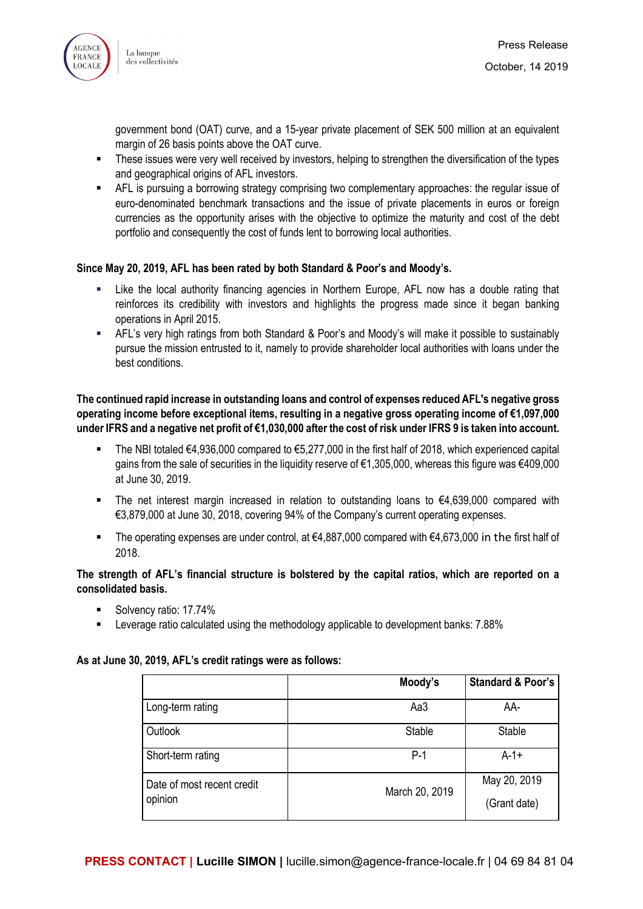government bond (OAT) curve, and a 15-year private placement of SEK 500 million at an equivalent margin of 26 basis points above the OAT curve.

- These issues were very well received by investors, helping to strengthen the diversification of the types and geographical origins of AFL investors.
- AFL is pursuing a borrowing strategy comprising two complementary approaches: the regular issue of euro-denominated benchmark transactions and the issue of private placements in euros or foreign currencies as the opportunity arises with the objective to optimize the maturity and cost of the debt portfolio and consequently the cost of funds lent to borrowing local authorities.

**Since May 20, 2019, AFL has been rated by both Standard & Poor's and Moody's.**

- Like the local authority financing agencies in Northern Europe, AFL now has a double rating that reinforces its credibility with investors and highlights the progress made since it began banking operations in April 2015.
- AFL's very high ratings from both Standard & Poor's and Moody's will make it possible to sustainably pursue the mission entrusted to it, namely to provide shareholder local authorities with loans under the best conditions.

**The continued rapid increase in outstanding loans and control of expenses reduced AFL's negative gross operating income before exceptional items, resulting in a negative gross operating income of €1,097,000 under IFRS and a negative net profit of €1,030,000 after the cost of risk under IFRS 9 is taken into account.**

- The NBI totaled €4,936,000 compared to €5,277,000 in the first half of 2018, which experienced capital gains from the sale of securities in the liquidity reserve of €1,305,000, whereas this figure was €409,000 at June 30, 2019.
- The net interest margin increased in relation to outstanding loans to €4,639,000 compared with €3,879,000 at June 30, 2018, covering 94% of the Company's current operating expenses.
- The operating expenses are under control, at €4,887,000 compared with €4,673,000 in the first half of 2018.

**The strength of AFL's financial structure is bolstered by the capital ratios, which are reported on a consolidated basis.**

- Solvency ratio: 17.74%
- Leverage ratio calculated using the methodology applicable to development banks: 7.88%

**As at June 30, 2019, AFL's credit ratings were as follows:**

| | Moody's | Standard & Poor's |
|---|---|---|
| Long-term rating | Aa3 | AA- |
| Outlook | Stable | Stable |
| Short-term rating | P-1 | A-1+ |
| Date of most recent credit opinion | March 20, 2019 | May 20, 2019 (Grant date) |

**PRESS CONTACT | Lucille SIMON |** lucille.simon@agence-france-locale.fr | 04 69 84 81 04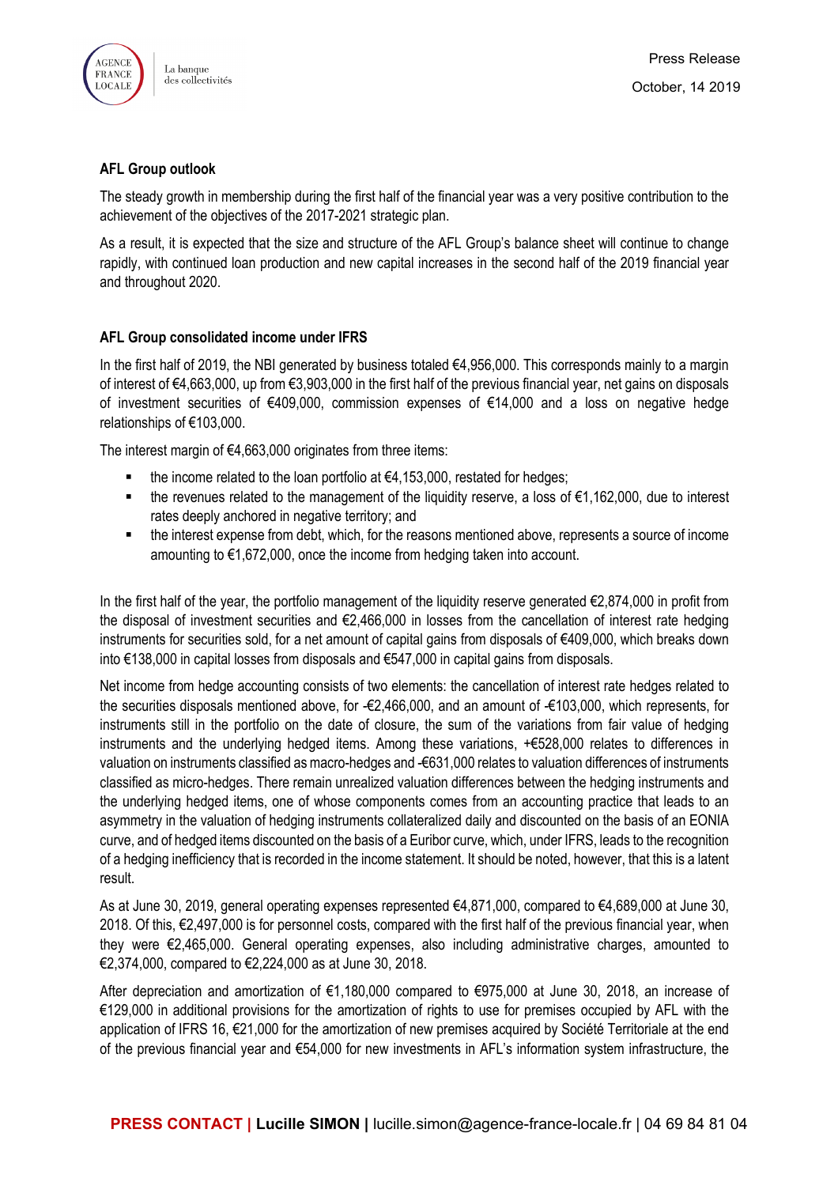**AFL Group outlook**

The steady growth in membership during the first half of the financial year was a very positive contribution to the achievement of the objectives of the 2017-2021 strategic plan.

As a result, it is expected that the size and structure of the AFL Group's balance sheet will continue to change rapidly, with continued loan production and new capital increases in the second half of the 2019 financial year and throughout 2020.

**AFL Group consolidated income under IFRS**

In the first half of 2019, the NBI generated by business totaled €4,956,000. This corresponds mainly to a margin of interest of €4,663,000, up from €3,903,000 in the first half of the previous financial year, net gains on disposals of investment securities of €409,000, commission expenses of €14,000 and a loss on negative hedge relationships of €103,000.

The interest margin of €4,663,000 originates from three items:

- the income related to the loan portfolio at €4,153,000, restated for hedges;
- the revenues related to the management of the liquidity reserve, a loss of €1,162,000, due to interest rates deeply anchored in negative territory; and
- the interest expense from debt, which, for the reasons mentioned above, represents a source of income amounting to €1,672,000, once the income from hedging taken into account.

In the first half of the year, the portfolio management of the liquidity reserve generated €2,874,000 in profit from the disposal of investment securities and €2,466,000 in losses from the cancellation of interest rate hedging instruments for securities sold, for a net amount of capital gains from disposals of €409,000, which breaks down into €138,000 in capital losses from disposals and €547,000 in capital gains from disposals.

Net income from hedge accounting consists of two elements: the cancellation of interest rate hedges related to the securities disposals mentioned above, for -€2,466,000, and an amount of -€103,000, which represents, for instruments still in the portfolio on the date of closure, the sum of the variations from fair value of hedging instruments and the underlying hedged items. Among these variations, +€528,000 relates to differences in valuation on instruments classified as macro-hedges and -€631,000 relates to valuation differences of instruments classified as micro-hedges. There remain unrealized valuation differences between the hedging instruments and the underlying hedged items, one of whose components comes from an accounting practice that leads to an asymmetry in the valuation of hedging instruments collateralized daily and discounted on the basis of an EONIA curve, and of hedged items discounted on the basis of a Euribor curve, which, under IFRS, leads to the recognition of a hedging inefficiency that is recorded in the income statement. It should be noted, however, that this is a latent result.

As at June 30, 2019, general operating expenses represented €4,871,000, compared to €4,689,000 at June 30, 2018. Of this, €2,497,000 is for personnel costs, compared with the first half of the previous financial year, when they were €2,465,000. General operating expenses, also including administrative charges, amounted to €2,374,000, compared to €2,224,000 as at June 30, 2018.

After depreciation and amortization of €1,180,000 compared to €975,000 at June 30, 2018, an increase of €129,000 in additional provisions for the amortization of rights to use for premises occupied by AFL with the application of IFRS 16, €21,000 for the amortization of new premises acquired by Société Territoriale at the end of the previous financial year and €54,000 for new investments in AFL's information system infrastructure, the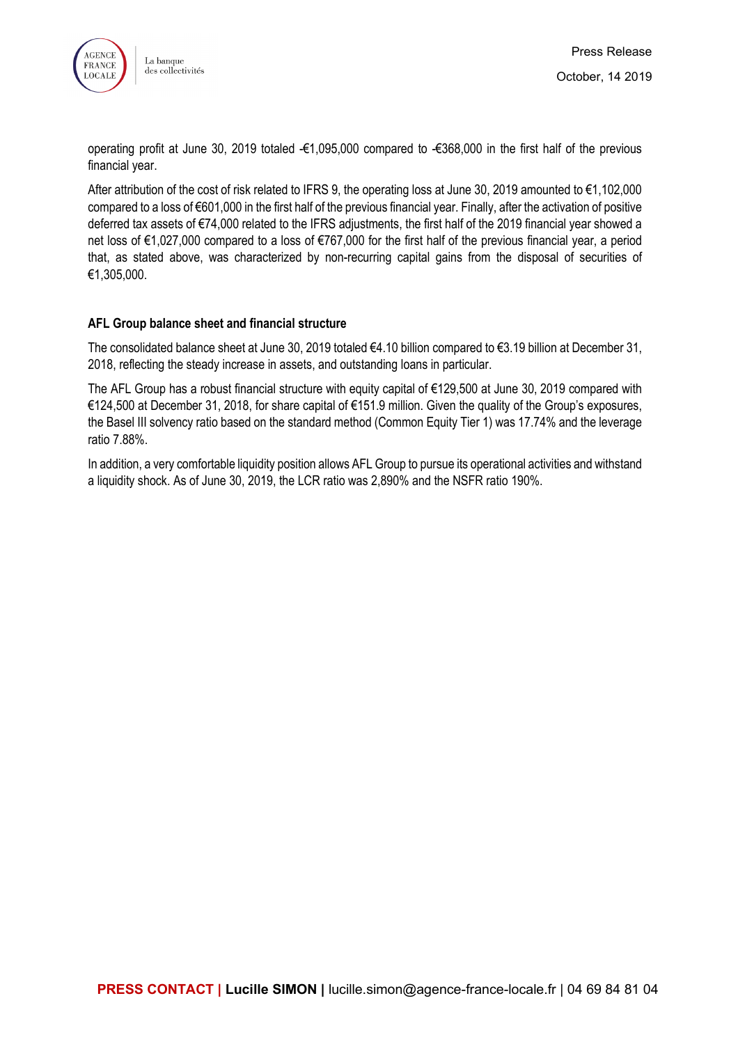operating profit at June 30, 2019 totaled -€1,095,000 compared to -€368,000 in the first half of the previous financial year.

After attribution of the cost of risk related to IFRS 9, the operating loss at June 30, 2019 amounted to €1,102,000 compared to a loss of €601,000 in the first half of the previous financial year. Finally, after the activation of positive deferred tax assets of €74,000 related to the IFRS adjustments, the first half of the 2019 financial year showed a net loss of €1,027,000 compared to a loss of €767,000 for the first half of the previous financial year, a period that, as stated above, was characterized by non-recurring capital gains from the disposal of securities of €1,305,000.

**AFL Group balance sheet and financial structure**

The consolidated balance sheet at June 30, 2019 totaled €4.10 billion compared to €3.19 billion at December 31, 2018, reflecting the steady increase in assets, and outstanding loans in particular.

The AFL Group has a robust financial structure with equity capital of €129,500 at June 30, 2019 compared with €124,500 at December 31, 2018, for share capital of €151.9 million. Given the quality of the Group's exposures, the Basel III solvency ratio based on the standard method (Common Equity Tier 1) was 17.74% and the leverage ratio 7.88%.

In addition, a very comfortable liquidity position allows AFL Group to pursue its operational activities and withstand a liquidity shock. As of June 30, 2019, the LCR ratio was 2,890% and the NSFR ratio 190%.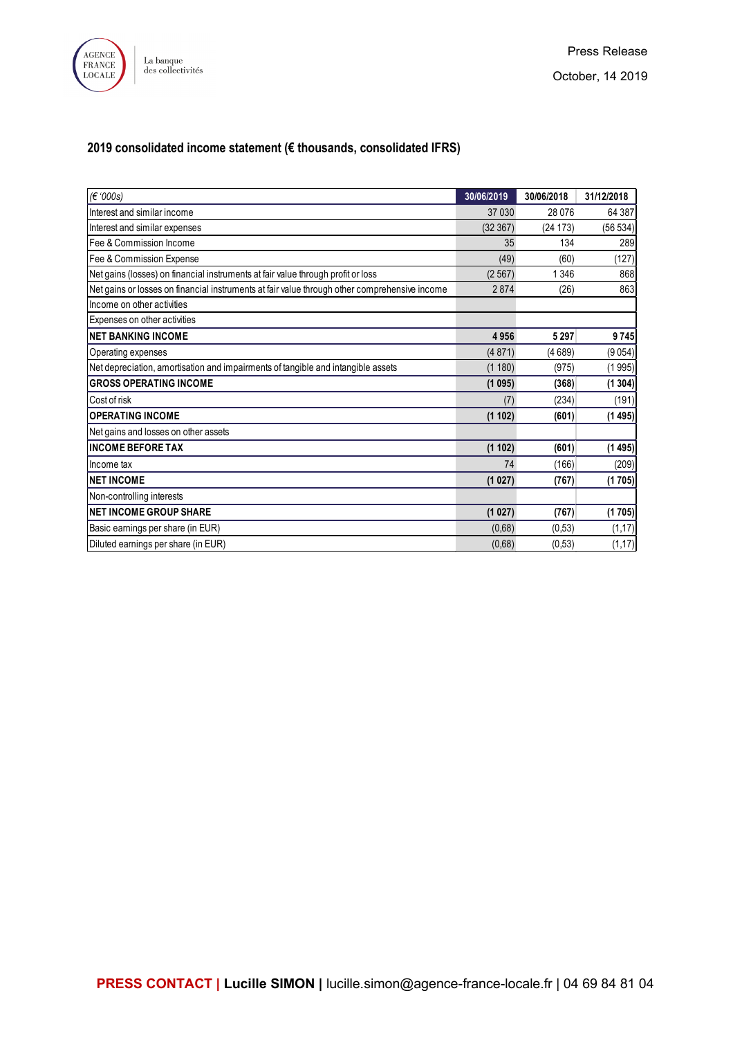Press Release

October, 14 2019

## 2019 consolidated income statement (€ thousands, consolidated IFRS)

| *(€ '000s)* | 30/06/2019 | 30/06/2018 | 31/12/2018 |
|---|---|---|---|
| Interest and similar income | 37 030 | 28 076 | 64 387 |
| Interest and similar expenses | (32 367) | (24 173) | (56 534) |
| Fee & Commission Income | 35 | 134 | 289 |
| Fee & Commission Expense | (49) | (60) | (127) |
| Net gains (losses) on financial instruments at fair value through profit or loss | (2 567) | 1 346 | 868 |
| Net gains or losses on financial instruments at fair value through other comprehensive income | 2 874 | (26) | 863 |
| Income on other activities | | | |
| Expenses on other activities | | | |
| **NET BANKING INCOME** | **4 956** | **5 297** | **9 745** |
| Operating expenses | (4 871) | (4 689) | (9 054) |
| Net depreciation, amortisation and impairments of tangible and intangible assets | (1 180) | (975) | (1 995) |
| **GROSS OPERATING INCOME** | **(1 095)** | **(368)** | **(1 304)** |
| Cost of risk | (7) | (234) | (191) |
| **OPERATING INCOME** | **(1 102)** | **(601)** | **(1 495)** |
| Net gains and losses on other assets | | | |
| **INCOME BEFORE TAX** | **(1 102)** | **(601)** | **(1 495)** |
| Income tax | 74 | (166) | (209) |
| **NET INCOME** | **(1 027)** | **(767)** | **(1 705)** |
| Non-controlling interests | | | |
| **NET INCOME GROUP SHARE** | **(1 027)** | **(767)** | **(1 705)** |
| Basic earnings per share (in EUR) | (0,68) | (0,53) | (1,17) |
| Diluted earnings per share (in EUR) | (0,68) | (0,53) | (1,17) |

**PRESS CONTACT | Lucille SIMON |** lucille.simon@agence-france-locale.fr | 04 69 84 81 04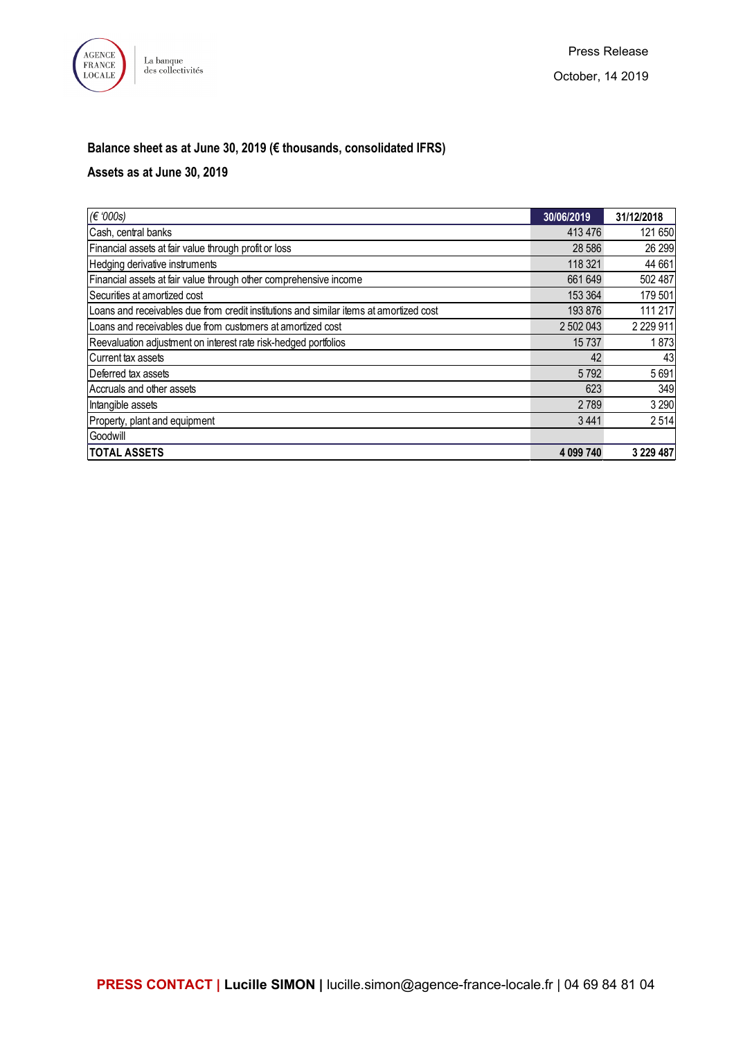Press Release

October, 14 2019

**Balance sheet as at June 30, 2019 (€ thousands, consolidated IFRS)**

**Assets as at June 30, 2019**

| *(€ '000s)* | 30/06/2019 | 31/12/2018 |
|---|---|---|
| Cash, central banks | 413 476 | 121 650 |
| Financial assets at fair value through profit or loss | 28 586 | 26 299 |
| Hedging derivative instruments | 118 321 | 44 661 |
| Financial assets at fair value through other comprehensive income | 661 649 | 502 487 |
| Securities at amortized cost | 153 364 | 179 501 |
| Loans and receivables due from credit institutions and similar items at amortized cost | 193 876 | 111 217 |
| Loans and receivables due from customers at amortized cost | 2 502 043 | 2 229 911 |
| Reevaluation adjustment on interest rate risk-hedged portfolios | 15 737 | 1 873 |
| Current tax assets | 42 | 43 |
| Deferred tax assets | 5 792 | 5 691 |
| Accruals and other assets | 623 | 349 |
| Intangible assets | 2 789 | 3 290 |
| Property, plant and equipment | 3 441 | 2 514 |
| Goodwill | | |
| **TOTAL ASSETS** | **4 099 740** | **3 229 487** |

**PRESS CONTACT | Lucille SIMON |** lucille.simon@agence-france-locale.fr | 04 69 84 81 04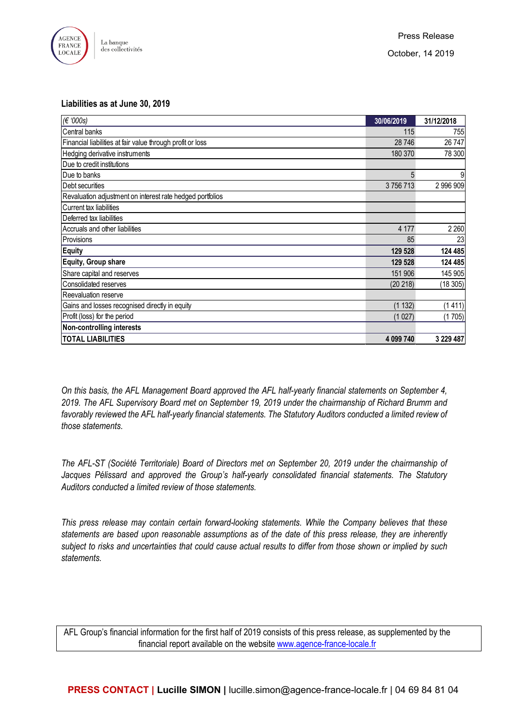### Liabilities as at June 30, 2019

| (€ '000s) | 30/06/2019 | 31/12/2018 |
|---|---|---|
| Central banks | 115 | 755 |
| Financial liabilities at fair value through profit or loss | 28 746 | 26 747 |
| Hedging derivative instruments | 180 370 | 78 300 |
| Due to credit institutions | | |
| Due to banks | 5 | 9 |
| Debt securities | 3 756 713 | 2 996 909 |
| Revaluation adjustment on interest rate hedged portfolios | | |
| Current tax liabilities | | |
| Deferred tax liabilities | | |
| Accruals and other liabilities | 4 177 | 2 260 |
| Provisions | 85 | 23 |
| **Equity** | **129 528** | **124 485** |
| **Equity, Group share** | **129 528** | **124 485** |
| Share capital and reserves | 151 906 | 145 905 |
| Consolidated reserves | (20 218) | (18 305) |
| Reevaluation reserve | | |
| Gains and losses recognised directly in equity | (1 132) | (1 411) |
| Profit (loss) for the period | (1 027) | (1 705) |
| **Non-controlling interests** | | |
| **TOTAL LIABILITIES** | **4 099 740** | **3 229 487** |

*On this basis, the AFL Management Board approved the AFL half-yearly financial statements on September 4, 2019. The AFL Supervisory Board met on September 19, 2019 under the chairmanship of Richard Brumm and favorably reviewed the AFL half-yearly financial statements. The Statutory Auditors conducted a limited review of those statements.*

*The AFL-ST (Société Territoriale) Board of Directors met on September 20, 2019 under the chairmanship of Jacques Pélissard and approved the Group's half-yearly consolidated financial statements. The Statutory Auditors conducted a limited review of those statements.*

*This press release may contain certain forward-looking statements. While the Company believes that these statements are based upon reasonable assumptions as of the date of this press release, they are inherently subject to risks and uncertainties that could cause actual results to differ from those shown or implied by such statements.*

AFL Group's financial information for the first half of 2019 consists of this press release, as supplemented by the financial report available on the website [www.agence-france-locale.fr](http://www.agence-france-locale.fr)

**PRESS CONTACT | Lucille SIMON |** lucille.simon@agence-france-locale.fr | 04 69 84 81 04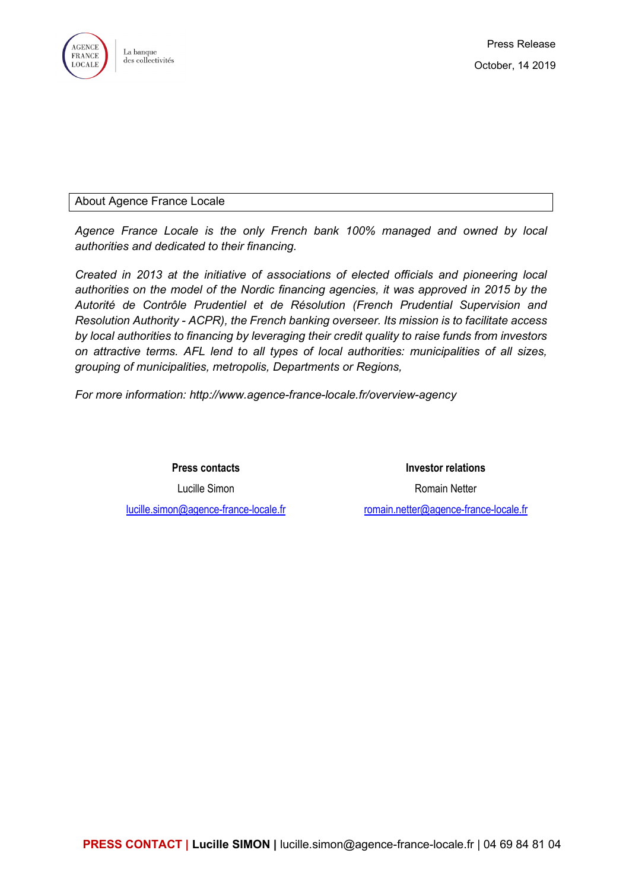## About Agence France Locale

*Agence France Locale is the only French bank 100% managed and owned by local authorities and dedicated to their financing.*

*Created in 2013 at the initiative of associations of elected officials and pioneering local authorities on the model of the Nordic financing agencies, it was approved in 2015 by the Autorité de Contrôle Prudentiel et de Résolution (French Prudential Supervision and Resolution Authority - ACPR), the French banking overseer. Its mission is to facilitate access by local authorities to financing by leveraging their credit quality to raise funds from investors on attractive terms. AFL lend to all types of local authorities: municipalities of all sizes, grouping of municipalities, metropolis, Departments or Regions,*

*For more information: http://www.agence-france-locale.fr/overview-agency*

**Press contacts**

Lucille Simon

lucille.simon@agence-france-locale.fr

**Investor relations**

Romain Netter

romain.netter@agence-france-locale.fr